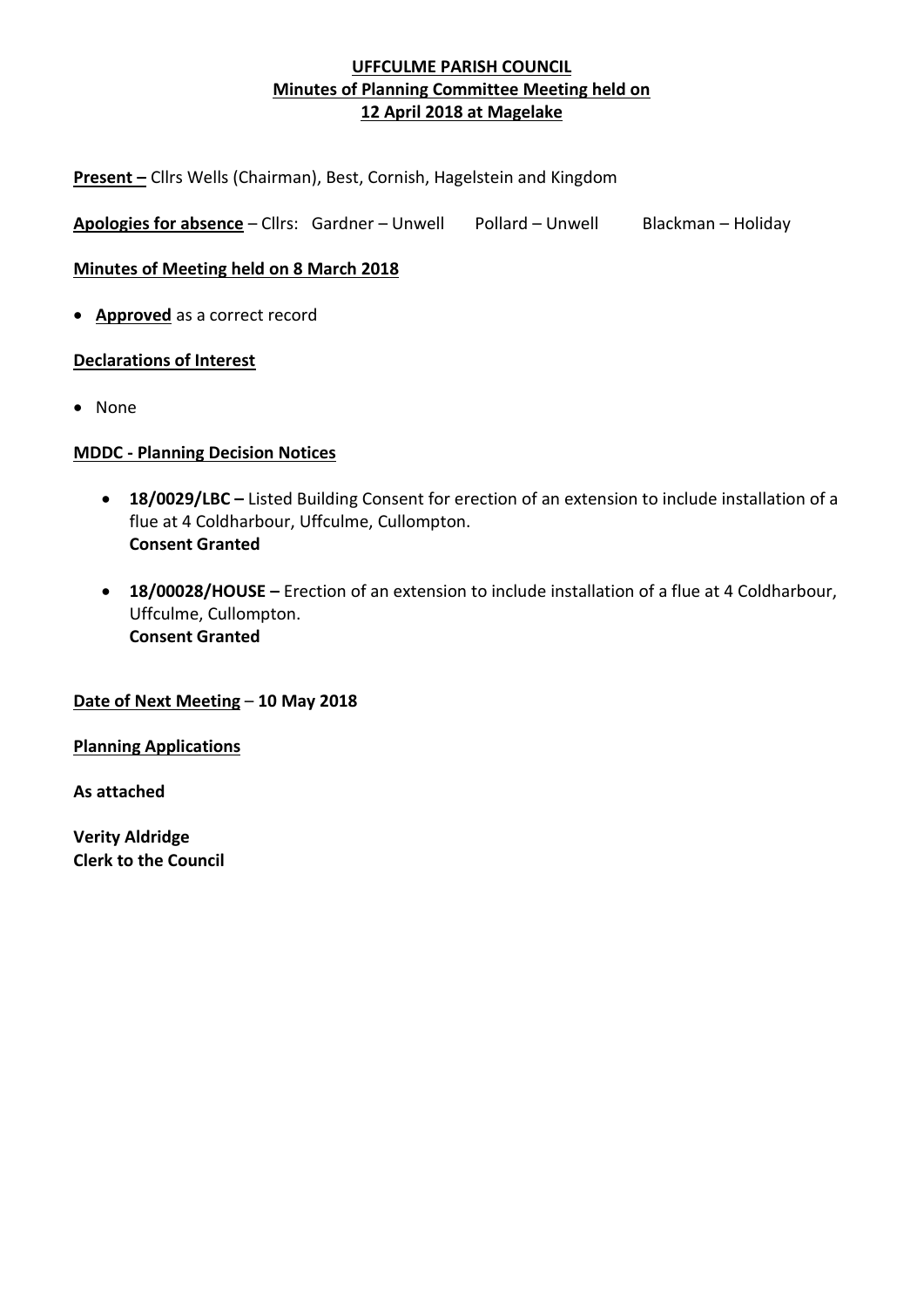# UFFCULME PARISH COUNCIL
## Minutes of Planning Committee Meeting held on 12 April 2018 at Magelake

**Present –** Cllrs Wells (Chairman), Best, Cornish, Hagelstein and Kingdom

**Apologies for absence** – Cllrs: Gardner – Unwell    Pollard – Unwell    Blackman – Holiday

**Minutes of Meeting held on 8 March 2018**

- **Approved** as a correct record

**Declarations of Interest**

- None

**MDDC - Planning Decision Notices**

- **18/0029/LBC –** Listed Building Consent for erection of an extension to include installation of a flue at 4 Coldharbour, Uffculme, Cullompton.
  **Consent Granted**

- **18/00028/HOUSE –** Erection of an extension to include installation of a flue at 4 Coldharbour, Uffculme, Cullompton.
  **Consent Granted**

**Date of Next Meeting** – **10 May 2018**

**Planning Applications**

**As attached**

**Verity Aldridge**
**Clerk to the Council**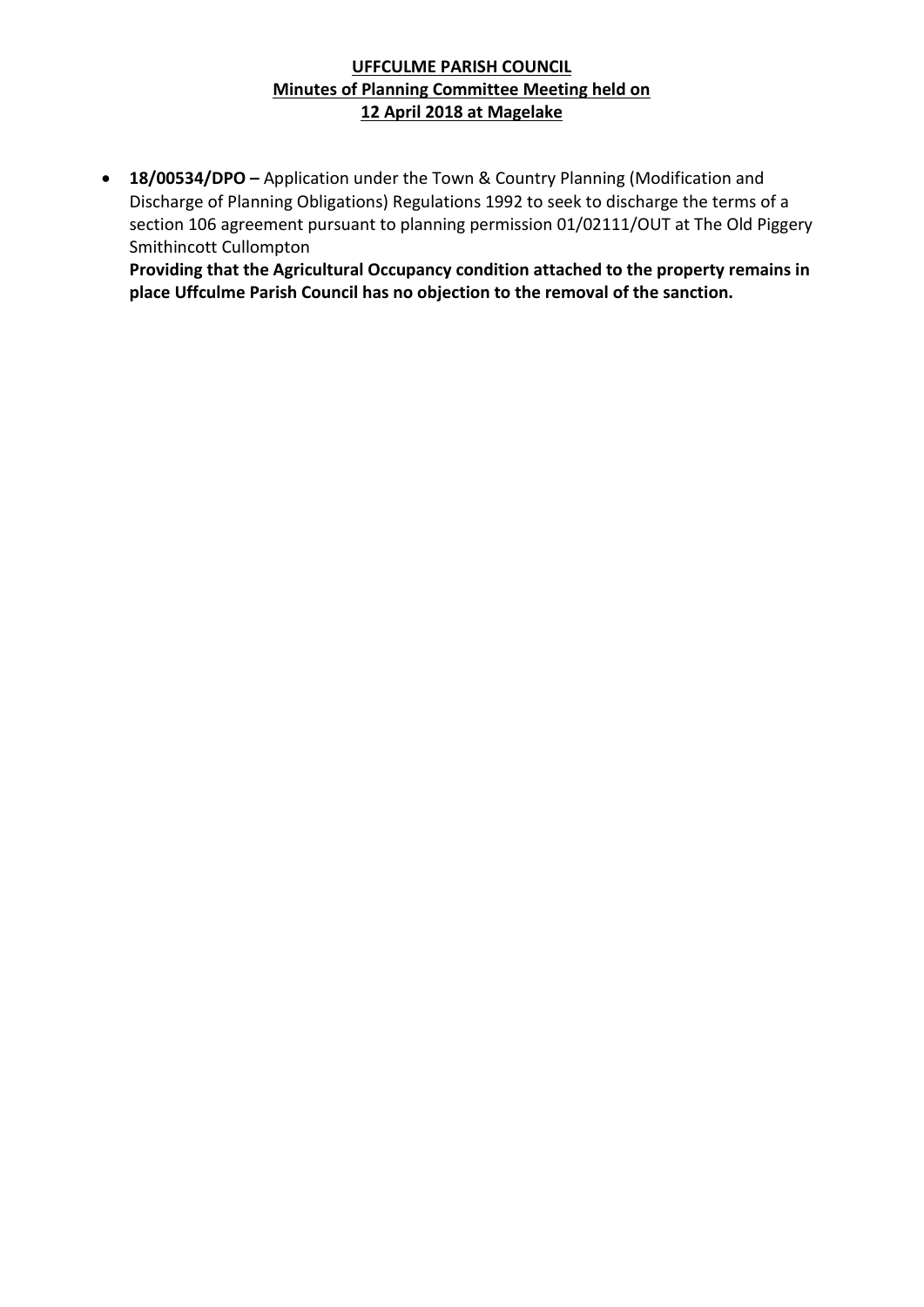**UFFCULME PARISH COUNCIL**
**Minutes of Planning Committee Meeting held on**
**12 April 2018 at Magelake**

- **18/00534/DPO –** Application under the Town & Country Planning (Modification and Discharge of Planning Obligations) Regulations 1992 to seek to discharge the terms of a section 106 agreement pursuant to planning permission 01/02111/OUT at The Old Piggery Smithincott Cullompton
  **Providing that the Agricultural Occupancy condition attached to the property remains in place Uffculme Parish Council has no objection to the removal of the sanction.**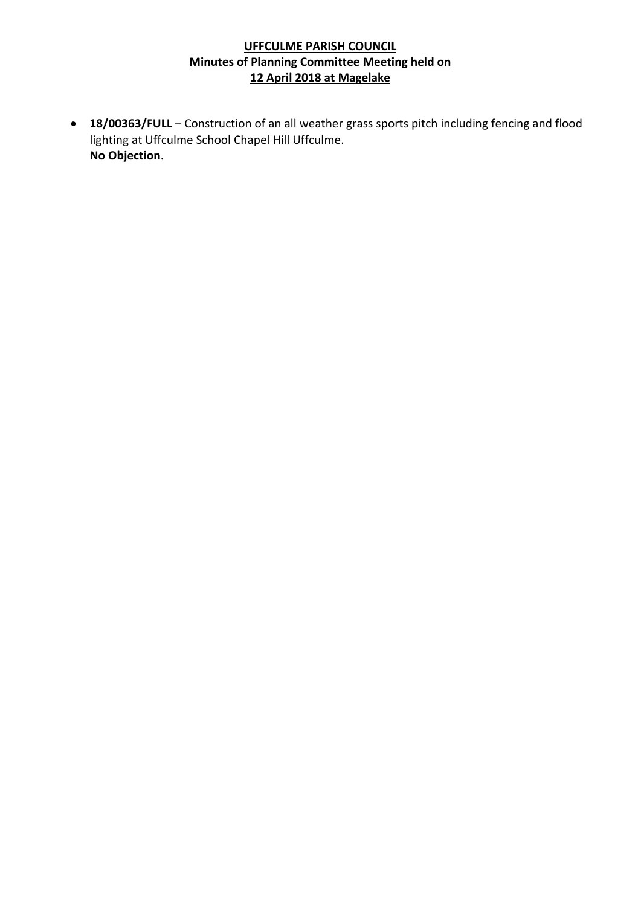**UFFCULME PARISH COUNCIL**
**Minutes of Planning Committee Meeting held on**
**12 April 2018 at Magelake**

- **18/00363/FULL** – Construction of an all weather grass sports pitch including fencing and flood lighting at Uffculme School Chapel Hill Uffculme.
  **No Objection**.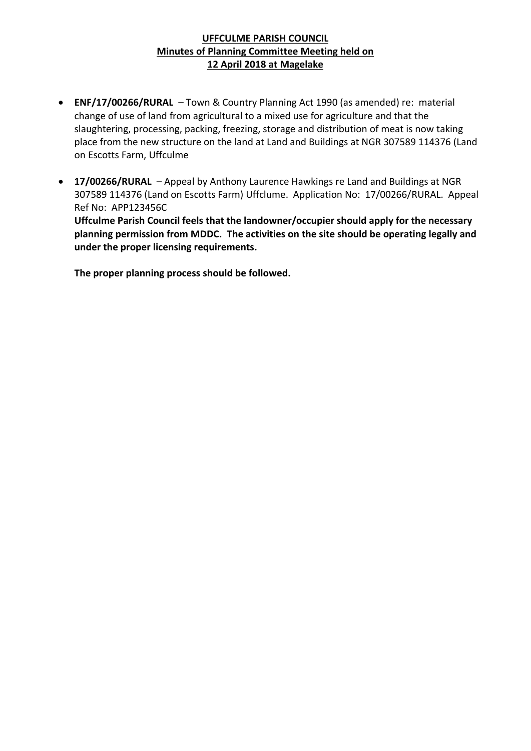**UFFCULME PARISH COUNCIL**
**Minutes of Planning Committee Meeting held on**
**12 April 2018 at Magelake**

- **ENF/17/00266/RURAL** – Town & Country Planning Act 1990 (as amended) re: material change of use of land from agricultural to a mixed use for agriculture and that the slaughtering, processing, packing, freezing, storage and distribution of meat is now taking place from the new structure on the land at Land and Buildings at NGR 307589 114376 (Land on Escotts Farm, Uffculme

- **17/00266/RURAL** – Appeal by Anthony Laurence Hawkings re Land and Buildings at NGR 307589 114376 (Land on Escotts Farm) Uffclume. Application No: 17/00266/RURAL. Appeal Ref No: APP123456C
  **Uffculme Parish Council feels that the landowner/occupier should apply for the necessary planning permission from MDDC. The activities on the site should be operating legally and under the proper licensing requirements.**

  **The proper planning process should be followed.**